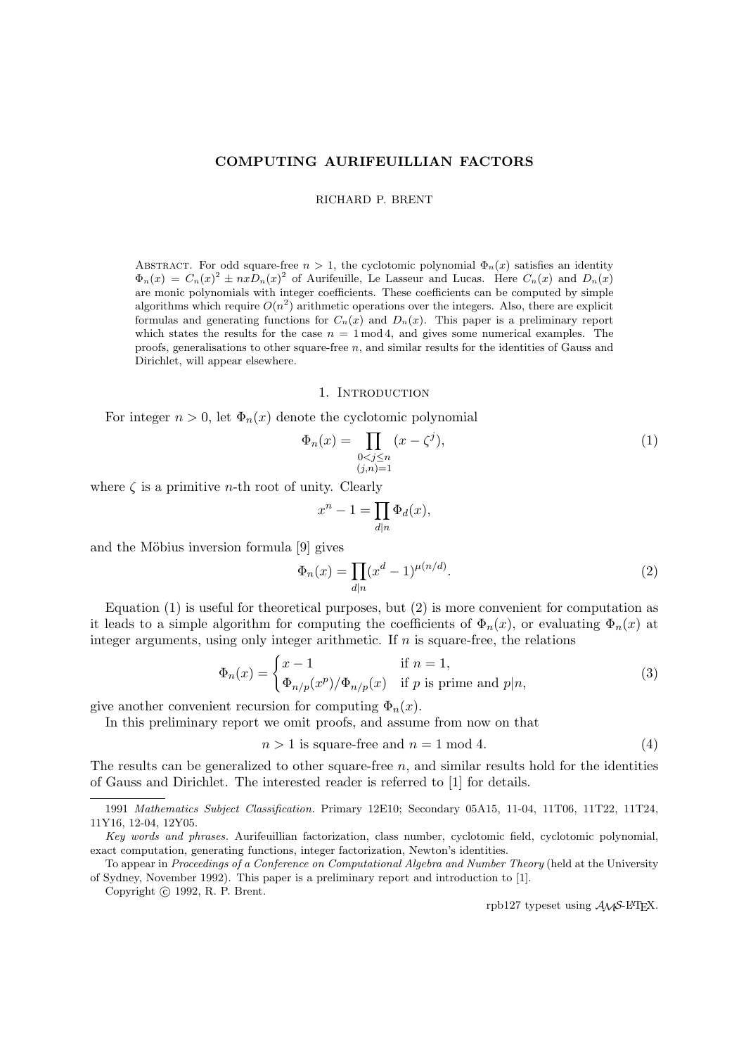# COMPUTING AURIFEUILLIAN FACTORS

RICHARD P. BRENT

Abstract. For odd square-free $n > 1$, the cyclotomic polynomial $\Phi_n(x)$ satisfies an identity $\Phi_n(x) = C_n(x)^2 \pm nxD_n(x)^2$ of Aurifeuille, Le Lasseur and Lucas. Here $C_n(x)$ and $D_n(x)$ are monic polynomials with integer coefficients. These coefficients can be computed by simple algorithms which require $O(n^2)$ arithmetic operations over the integers. Also, there are explicit formulas and generating functions for $C_n(x)$ and $D_n(x)$. This paper is a preliminary report which states the results for the case $n = 1 \bmod 4$, and gives some numerical examples. The proofs, generalisations to other square-free $n$, and similar results for the identities of Gauss and Dirichlet, will appear elsewhere.

## 1. Introduction

For integer $n > 0$, let $\Phi_n(x)$ denote the cyclotomic polynomial

$$\Phi_n(x) = \prod_{\substack{0<j\le n\\(j,n)=1}} (x - \zeta^j), \tag{1}$$

where $\zeta$ is a primitive $n$-th root of unity. Clearly

$$x^n - 1 = \prod_{d|n} \Phi_d(x),$$

and the Möbius inversion formula [9] gives

$$\Phi_n(x) = \prod_{d|n} (x^d - 1)^{\mu(n/d)}. \tag{2}$$

Equation (1) is useful for theoretical purposes, but (2) is more convenient for computation as it leads to a simple algorithm for computing the coefficients of $\Phi_n(x)$, or evaluating $\Phi_n(x)$ at integer arguments, using only integer arithmetic. If $n$ is square-free, the relations

$$\Phi_n(x) = \begin{cases} x - 1 & \text{if } n = 1,\\ \Phi_{n/p}(x^p)/\Phi_{n/p}(x) & \text{if } p \text{ is prime and } p|n, \end{cases} \tag{3}$$

give another convenient recursion for computing $\Phi_n(x)$.

In this preliminary report we omit proofs, and assume from now on that

$$n > 1 \text{ is square-free and } n = 1 \bmod 4. \tag{4}$$

The results can be generalized to other square-free $n$, and similar results hold for the identities of Gauss and Dirichlet. The interested reader is referred to [1] for details.

---

1991 *Mathematics Subject Classification.* Primary 12E10; Secondary 05A15, 11-04, 11T06, 11T22, 11T24, 11Y16, 12-04, 12Y05.

*Key words and phrases.* Aurifeuillian factorization, class number, cyclotomic field, cyclotomic polynomial, exact computation, generating functions, integer factorization, Newton's identities.

To appear in *Proceedings of a Conference on Computational Algebra and Number Theory* (held at the University of Sydney, November 1992). This paper is a preliminary report and introduction to [1].

Copyright © 1992, R. P. Brent.

rpb127 typeset using $\mathcal{A}\mathcal{M}\mathcal{S}$-LaTeX.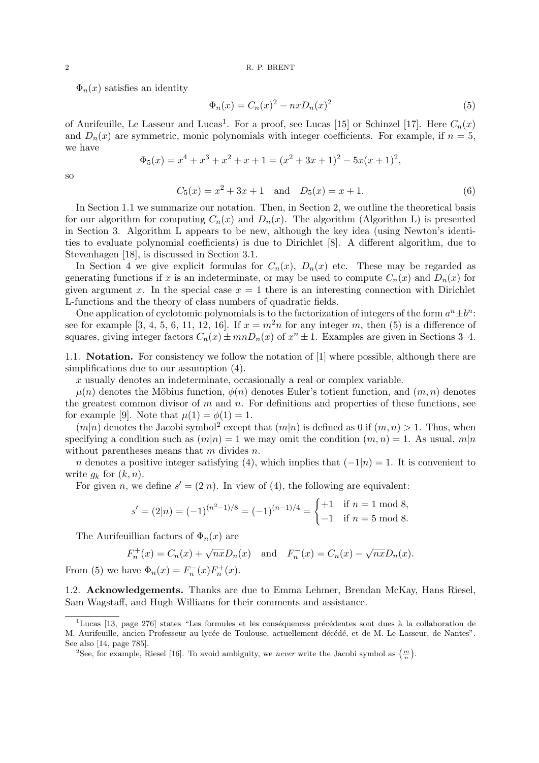$\Phi_n(x)$ satisfies an identity

$$\Phi_n(x) = C_n(x)^2 - nxD_n(x)^2 \tag{5}$$

of Aurifeuille, Le Lasseur and Lucas[1]. For a proof, see Lucas [15] or Schinzel [17]. Here $C_n(x)$ and $D_n(x)$ are symmetric, monic polynomials with integer coefficients. For example, if $n = 5$, we have

$$\Phi_5(x) = x^4 + x^3 + x^2 + x + 1 = (x^2 + 3x + 1)^2 - 5x(x + 1)^2,$$

so

$$C_5(x) = x^2 + 3x + 1 \quad \text{and} \quad D_5(x) = x + 1. \tag{6}$$

In Section 1.1 we summarize our notation. Then, in Section 2, we outline the theoretical basis for our algorithm for computing $C_n(x)$ and $D_n(x)$. The algorithm (Algorithm L) is presented in Section 3. Algorithm L appears to be new, although the key idea (using Newton's identities to evaluate polynomial coefficients) is due to Dirichlet [8]. A different algorithm, due to Stevenhagen [18], is discussed in Section 3.1.

In Section 4 we give explicit formulas for $C_n(x)$, $D_n(x)$ etc. These may be regarded as generating functions if $x$ is an indeterminate, or may be used to compute $C_n(x)$ and $D_n(x)$ for given argument $x$. In the special case $x = 1$ there is an interesting connection with Dirichlet L-functions and the theory of class numbers of quadratic fields.

One application of cyclotomic polynomials is to the factorization of integers of the form $a^n \pm b^n$: see for example [3, 4, 5, 6, 11, 12, 16]. If $x = m^2n$ for any integer $m$, then (5) is a difference of squares, giving integer factors $C_n(x) \pm mnD_n(x)$ of $x^n \pm 1$. Examples are given in Sections 3–4.

## 1.1. Notation.

For consistency we follow the notation of [1] where possible, although there are simplifications due to our assumption (4).

$x$ usually denotes an indeterminate, occasionally a real or complex variable.

$\mu(n)$ denotes the Möbius function, $\phi(n)$ denotes Euler's totient function, and $(m, n)$ denotes the greatest common divisor of $m$ and $n$. For definitions and properties of these functions, see for example [9]. Note that $\mu(1) = \phi(1) = 1$.

$(m|n)$ denotes the Jacobi symbol[2] except that $(m|n)$ is defined as 0 if $(m, n) > 1$. Thus, when specifying a condition such as $(m|n) = 1$ we may omit the condition $(m, n) = 1$. As usual, $m|n$ without parentheses means that $m$ divides $n$.

$n$ denotes a positive integer satisfying (4), which implies that $(-1|n) = 1$. It is convenient to write $g_k$ for $(k, n)$.

For given $n$, we define $s' = (2|n)$. In view of (4), the following are equivalent:

$$s' = (2|n) = (-1)^{(n^2-1)/8} = (-1)^{(n-1)/4} = \begin{cases} +1 & \text{if } n = 1 \bmod 8, \\ -1 & \text{if } n = 5 \bmod 8. \end{cases}$$

The Aurifeuillian factors of $\Phi_n(x)$ are

$$F_n^+(x) = C_n(x) + \sqrt{nx}D_n(x) \quad \text{and} \quad F_n^-(x) = C_n(x) - \sqrt{nx}D_n(x).$$

From (5) we have $\Phi_n(x) = F_n^-(x)F_n^+(x)$.

## 1.2. Acknowledgements.

Thanks are due to Emma Lehmer, Brendan McKay, Hans Riesel, Sam Wagstaff, and Hugh Williams for their comments and assistance.

---

[1] Lucas [13, page 276] states "Les formules et les conséquences précédentes sont dues à la collaboration de M. Aurifeuille, ancien Professeur au lycée de Toulouse, actuellement décédé, et de M. Le Lasseur, de Nantes". See also [14, page 785].

[2] See, for example, Riesel [16]. To avoid ambiguity, we *never* write the Jacobi symbol as $\left(\frac{m}{n}\right)$.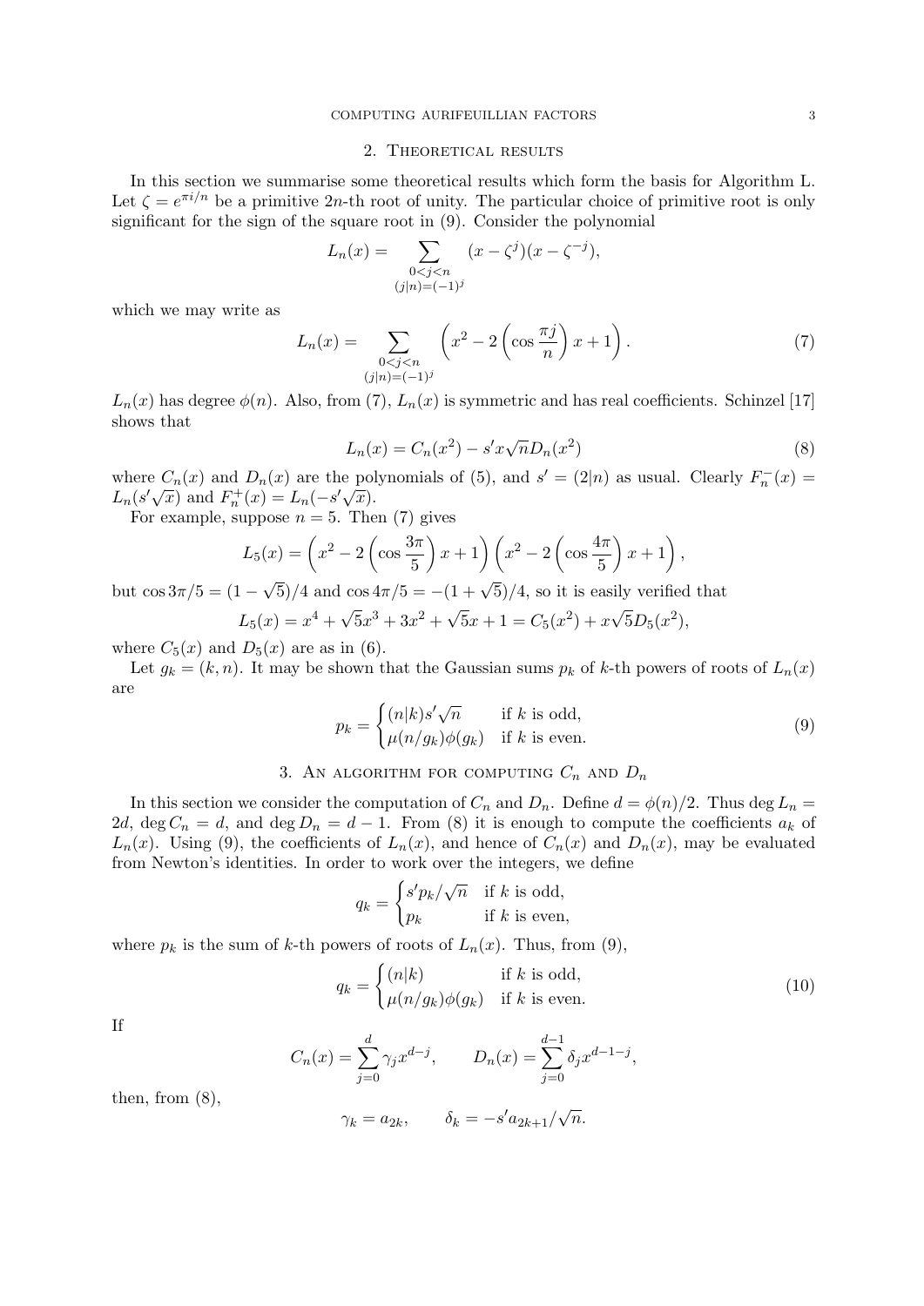## 2. Theoretical results

In this section we summarise some theoretical results which form the basis for Algorithm L. Let $\zeta = e^{\pi i/n}$ be a primitive $2n$-th root of unity. The particular choice of primitive root is only significant for the sign of the square root in (9). Consider the polynomial

$$L_n(x) = \sum_{\substack{0<j<n \\ (j|n)=(-1)^j}} (x - \zeta^j)(x - \zeta^{-j}),$$

which we may write as

$$L_n(x) = \sum_{\substack{0<j<n \\ (j|n)=(-1)^j}} \left( x^2 - 2\left(\cos\frac{\pi j}{n}\right)x + 1 \right). \tag{7}$$

$L_n(x)$ has degree $\phi(n)$. Also, from (7), $L_n(x)$ is symmetric and has real coefficients. Schinzel [17] shows that

$$L_n(x) = C_n(x^2) - s' x\sqrt{n} D_n(x^2) \tag{8}$$

where $C_n(x)$ and $D_n(x)$ are the polynomials of (5), and $s' = (2|n)$ as usual. Clearly $F_n^-(x) = L_n(s'\sqrt{x})$ and $F_n^+(x) = L_n(-s'\sqrt{x})$.

For example, suppose $n = 5$. Then (7) gives

$$L_5(x) = \left( x^2 - 2\left(\cos\frac{3\pi}{5}\right)x + 1 \right)\left( x^2 - 2\left(\cos\frac{4\pi}{5}\right)x + 1 \right),$$

but $\cos 3\pi/5 = (1 - \sqrt{5})/4$ and $\cos 4\pi/5 = -(1 + \sqrt{5})/4$, so it is easily verified that

$$L_5(x) = x^4 + \sqrt{5}x^3 + 3x^2 + \sqrt{5}x + 1 = C_5(x^2) + x\sqrt{5}D_5(x^2),$$

where $C_5(x)$ and $D_5(x)$ are as in (6).

Let $g_k = (k, n)$. It may be shown that the Gaussian sums $p_k$ of $k$-th powers of roots of $L_n(x)$ are

$$p_k = \begin{cases} (n|k)s'\sqrt{n} & \text{if } k \text{ is odd,} \\ \mu(n/g_k)\phi(g_k) & \text{if } k \text{ is even.} \end{cases} \tag{9}$$

## 3. An algorithm for computing $C_n$ and $D_n$

In this section we consider the computation of $C_n$ and $D_n$. Define $d = \phi(n)/2$. Thus $\deg L_n = 2d$, $\deg C_n = d$, and $\deg D_n = d - 1$. From (8) it is enough to compute the coefficients $a_k$ of $L_n(x)$. Using (9), the coefficients of $L_n(x)$, and hence of $C_n(x)$ and $D_n(x)$, may be evaluated from Newton's identities. In order to work over the integers, we define

$$q_k = \begin{cases} s'p_k/\sqrt{n} & \text{if } k \text{ is odd,} \\ p_k & \text{if } k \text{ is even,} \end{cases}$$

where $p_k$ is the sum of $k$-th powers of roots of $L_n(x)$. Thus, from (9),

$$q_k = \begin{cases} (n|k) & \text{if } k \text{ is odd,} \\ \mu(n/g_k)\phi(g_k) & \text{if } k \text{ is even.} \end{cases} \tag{10}$$

If

$$C_n(x) = \sum_{j=0}^{d} \gamma_j x^{d-j}, \qquad D_n(x) = \sum_{j=0}^{d-1} \delta_j x^{d-1-j},$$

then, from (8),

$$\gamma_k = a_{2k}, \qquad \delta_k = -s'a_{2k+1}/\sqrt{n}.$$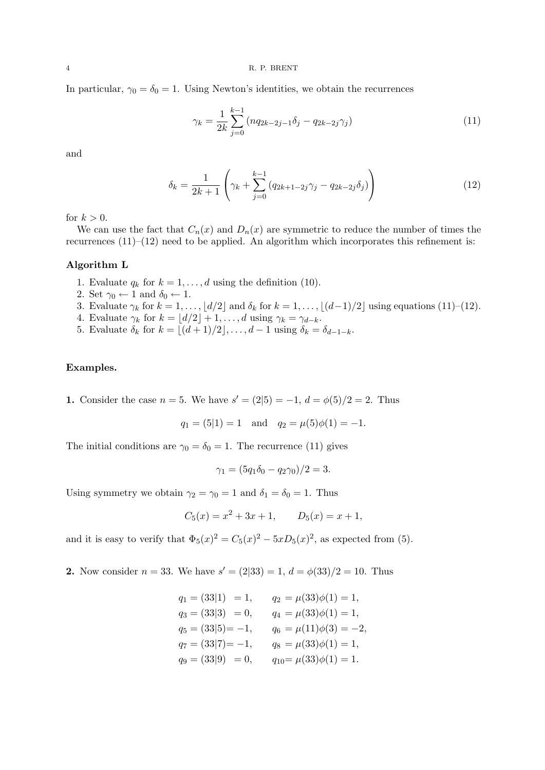In particular, $\gamma_0 = \delta_0 = 1$. Using Newton's identities, we obtain the recurrences

$$\gamma_k = \frac{1}{2k} \sum_{j=0}^{k-1} (nq_{2k-2j-1}\delta_j - q_{2k-2j}\gamma_j) \tag{11}$$

and

$$\delta_k = \frac{1}{2k+1} \left( \gamma_k + \sum_{j=0}^{k-1} (q_{2k+1-2j}\gamma_j - q_{2k-2j}\delta_j) \right) \tag{12}$$

for $k > 0$.

We can use the fact that $C_n(x)$ and $D_n(x)$ are symmetric to reduce the number of times the recurrences (11)–(12) need to be applied. An algorithm which incorporates this refinement is:

**Algorithm L**

1. Evaluate $q_k$ for $k = 1, \ldots, d$ using the definition (10).
2. Set $\gamma_0 \leftarrow 1$ and $\delta_0 \leftarrow 1$.
3. Evaluate $\gamma_k$ for $k = 1, \ldots, \lfloor d/2 \rfloor$ and $\delta_k$ for $k = 1, \ldots, \lfloor (d-1)/2 \rfloor$ using equations (11)–(12).
4. Evaluate $\gamma_k$ for $k = \lfloor d/2 \rfloor + 1, \ldots, d$ using $\gamma_k = \gamma_{d-k}$.
5. Evaluate $\delta_k$ for $k = \lfloor (d+1)/2 \rfloor, \ldots, d-1$ using $\delta_k = \delta_{d-1-k}$.

**Examples.**

**1.** Consider the case $n = 5$. We have $s' = (2|5) = -1$, $d = \phi(5)/2 = 2$. Thus

$$q_1 = (5|1) = 1 \quad \text{and} \quad q_2 = \mu(5)\phi(1) = -1.$$

The initial conditions are $\gamma_0 = \delta_0 = 1$. The recurrence (11) gives

$$\gamma_1 = (5q_1\delta_0 - q_2\gamma_0)/2 = 3.$$

Using symmetry we obtain $\gamma_2 = \gamma_0 = 1$ and $\delta_1 = \delta_0 = 1$. Thus

$$C_5(x) = x^2 + 3x + 1, \qquad D_5(x) = x + 1,$$

and it is easy to verify that $\Phi_5(x)^2 = C_5(x)^2 - 5xD_5(x)^2$, as expected from (5).

**2.** Now consider $n = 33$. We have $s' = (2|33) = 1$, $d = \phi(33)/2 = 10$. Thus

$$\begin{aligned}
q_1 &= (33|1) = 1, & q_2 &= \mu(33)\phi(1) = 1, \\
q_3 &= (33|3) = 0, & q_4 &= \mu(33)\phi(1) = 1, \\
q_5 &= (33|5) = -1, & q_6 &= \mu(11)\phi(3) = -2, \\
q_7 &= (33|7) = -1, & q_8 &= \mu(33)\phi(1) = 1, \\
q_9 &= (33|9) = 0, & q_{10} &= \mu(33)\phi(1) = 1.
\end{aligned}$$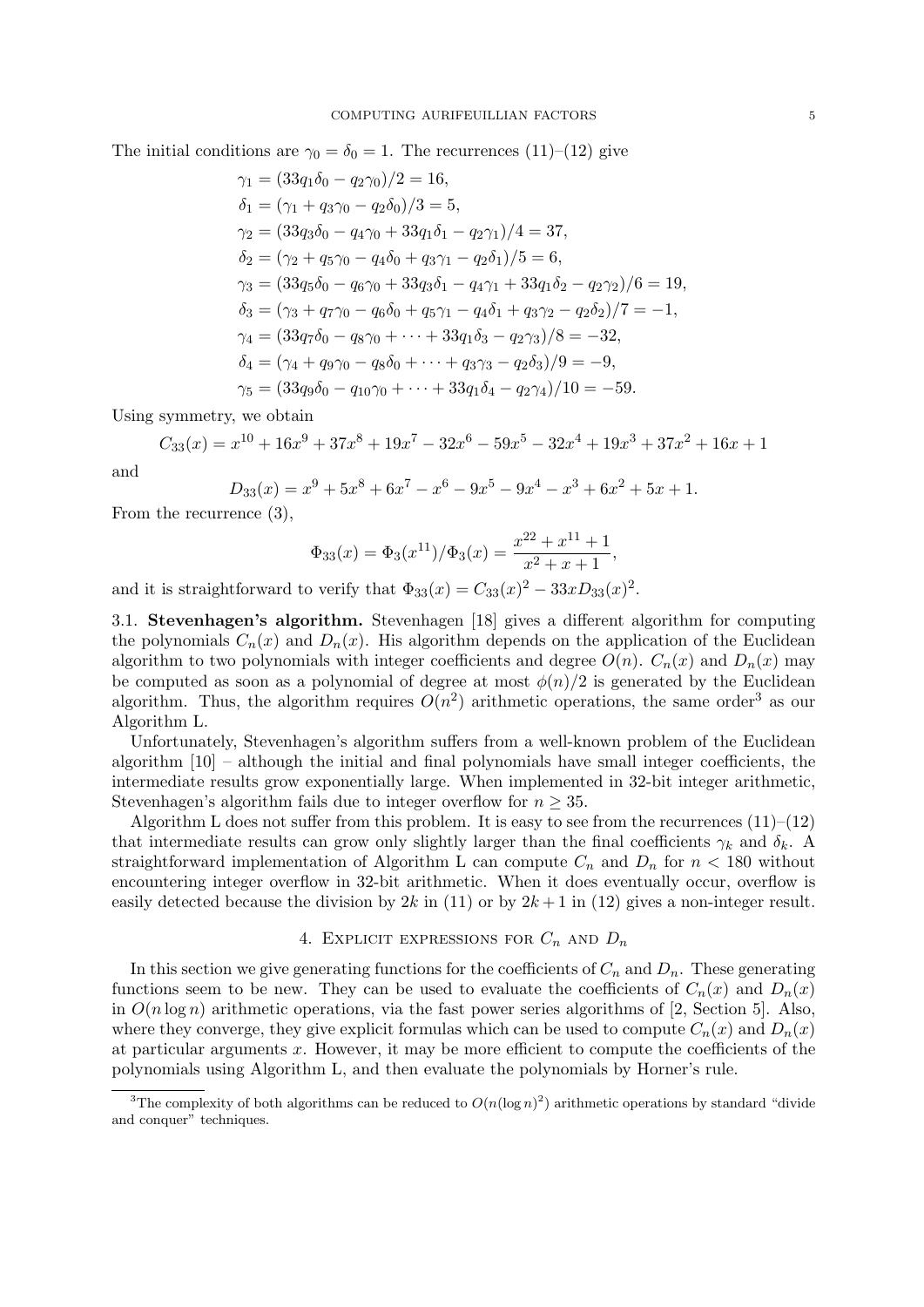The initial conditions are $\gamma_0 = \delta_0 = 1$. The recurrences (11)–(12) give

$$
\begin{aligned}
\gamma_1 &= (33q_1\delta_0 - q_2\gamma_0)/2 = 16,\\
\delta_1 &= (\gamma_1 + q_3\gamma_0 - q_2\delta_0)/3 = 5,\\
\gamma_2 &= (33q_3\delta_0 - q_4\gamma_0 + 33q_1\delta_1 - q_2\gamma_1)/4 = 37,\\
\delta_2 &= (\gamma_2 + q_5\gamma_0 - q_4\delta_0 + q_3\gamma_1 - q_2\delta_1)/5 = 6,\\
\gamma_3 &= (33q_5\delta_0 - q_6\gamma_0 + 33q_3\delta_1 - q_4\gamma_1 + 33q_1\delta_2 - q_2\gamma_2)/6 = 19,\\
\delta_3 &= (\gamma_3 + q_7\gamma_0 - q_6\delta_0 + q_5\gamma_1 - q_4\delta_1 + q_3\gamma_2 - q_2\delta_2)/7 = -1,\\
\gamma_4 &= (33q_7\delta_0 - q_8\gamma_0 + \cdots + 33q_1\delta_3 - q_2\gamma_3)/8 = -32,\\
\delta_4 &= (\gamma_4 + q_9\gamma_0 - q_8\delta_0 + \cdots + q_3\gamma_3 - q_2\delta_3)/9 = -9,\\
\gamma_5 &= (33q_9\delta_0 - q_{10}\gamma_0 + \cdots + 33q_1\delta_4 - q_2\gamma_4)/10 = -59.
\end{aligned}
$$

Using symmetry, we obtain

$$
C_{33}(x) = x^{10} + 16x^9 + 37x^8 + 19x^7 - 32x^6 - 59x^5 - 32x^4 + 19x^3 + 37x^2 + 16x + 1
$$

and

$$
D_{33}(x) = x^9 + 5x^8 + 6x^7 - x^6 - 9x^5 - 9x^4 - x^3 + 6x^2 + 5x + 1.
$$

From the recurrence (3),

$$
\Phi_{33}(x) = \Phi_3(x^{11})/\Phi_3(x) = \frac{x^{22} + x^{11} + 1}{x^2 + x + 1},
$$

and it is straightforward to verify that $\Phi_{33}(x) = C_{33}(x)^2 - 33xD_{33}(x)^2$.

3.1. **Stevenhagen's algorithm.** Stevenhagen [18] gives a different algorithm for computing the polynomials $C_n(x)$ and $D_n(x)$. His algorithm depends on the application of the Euclidean algorithm to two polynomials with integer coefficients and degree $O(n)$. $C_n(x)$ and $D_n(x)$ may be computed as soon as a polynomial of degree at most $\phi(n)/2$ is generated by the Euclidean algorithm. Thus, the algorithm requires $O(n^2)$ arithmetic operations, the same order[3] as our Algorithm L.

Unfortunately, Stevenhagen's algorithm suffers from a well-known problem of the Euclidean algorithm [10] – although the initial and final polynomials have small integer coefficients, the intermediate results grow exponentially large. When implemented in 32-bit integer arithmetic, Stevenhagen's algorithm fails due to integer overflow for $n \geq 35$.

Algorithm L does not suffer from this problem. It is easy to see from the recurrences (11)–(12) that intermediate results can grow only slightly larger than the final coefficients $\gamma_k$ and $\delta_k$. A straightforward implementation of Algorithm L can compute $C_n$ and $D_n$ for $n < 180$ without encountering integer overflow in 32-bit arithmetic. When it does eventually occur, overflow is easily detected because the division by $2k$ in (11) or by $2k+1$ in (12) gives a non-integer result.

## 4. Explicit expressions for $C_n$ and $D_n$

In this section we give generating functions for the coefficients of $C_n$ and $D_n$. These generating functions seem to be new. They can be used to evaluate the coefficients of $C_n(x)$ and $D_n(x)$ in $O(n \log n)$ arithmetic operations, via the fast power series algorithms of [2, Section 5]. Also, where they converge, they give explicit formulas which can be used to compute $C_n(x)$ and $D_n(x)$ at particular arguments $x$. However, it may be more efficient to compute the coefficients of the polynomials using Algorithm L, and then evaluate the polynomials by Horner's rule.

[3] The complexity of both algorithms can be reduced to $O(n(\log n)^2)$ arithmetic operations by standard "divide and conquer" techniques.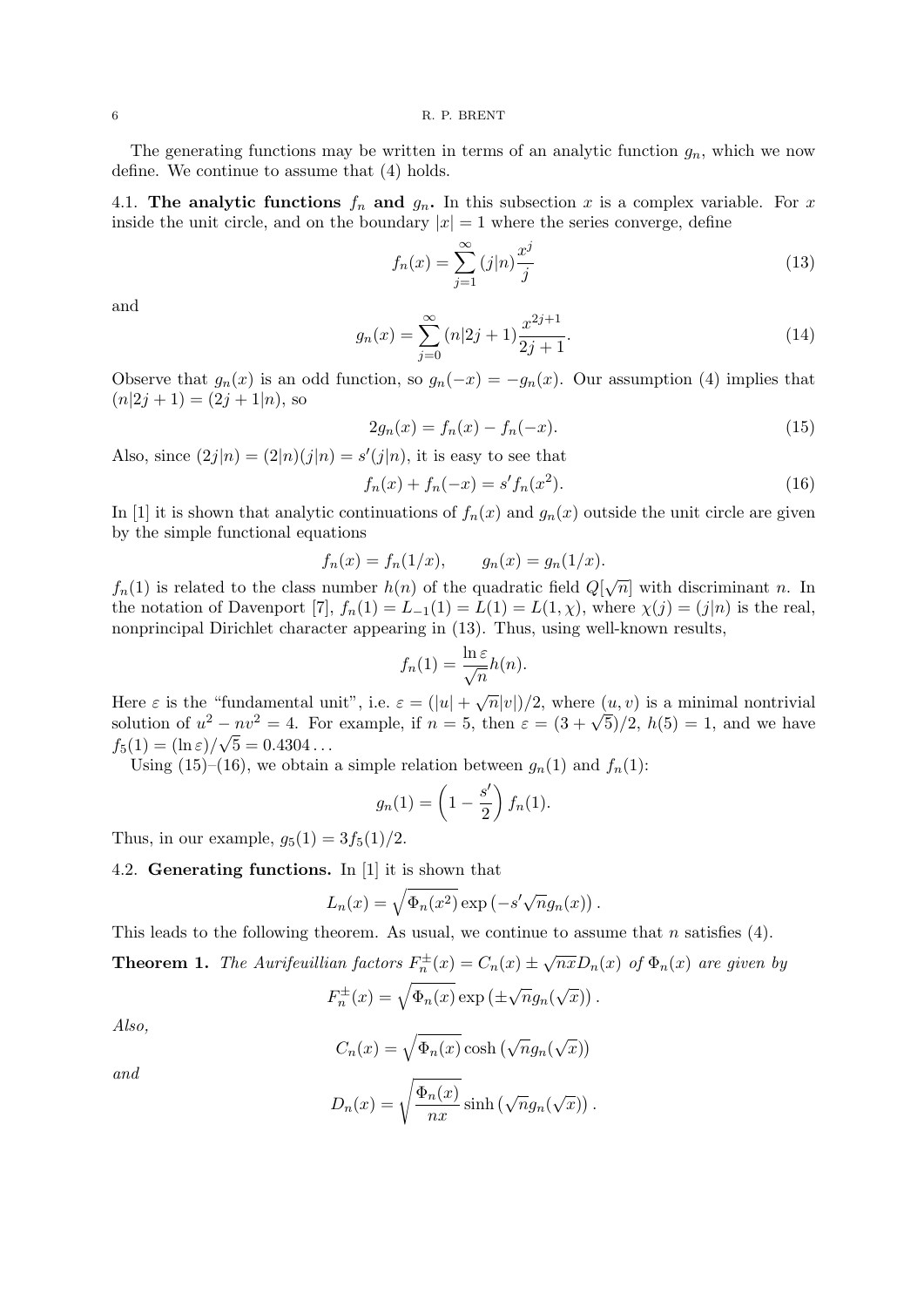The generating functions may be written in terms of an analytic function $g_n$, which we now define. We continue to assume that (4) holds.

### 4.1. The analytic functions $f_n$ and $g_n$.

In this subsection $x$ is a complex variable. For $x$ inside the unit circle, and on the boundary $|x| = 1$ where the series converge, define

$$f_n(x) = \sum_{j=1}^{\infty} (j|n) \frac{x^j}{j} \tag{13}$$

and

$$g_n(x) = \sum_{j=0}^{\infty} (n|2j+1) \frac{x^{2j+1}}{2j+1}. \tag{14}$$

Observe that $g_n(x)$ is an odd function, so $g_n(-x) = -g_n(x)$. Our assumption (4) implies that $(n|2j+1) = (2j+1|n)$, so

$$2g_n(x) = f_n(x) - f_n(-x). \tag{15}$$

Also, since $(2j|n) = (2|n)(j|n) = s'(j|n)$, it is easy to see that

$$f_n(x) + f_n(-x) = s' f_n(x^2). \tag{16}$$

In [1] it is shown that analytic continuations of $f_n(x)$ and $g_n(x)$ outside the unit circle are given by the simple functional equations

$$f_n(x) = f_n(1/x), \qquad g_n(x) = g_n(1/x).$$

$f_n(1)$ is related to the class number $h(n)$ of the quadratic field $Q[\sqrt{n}]$ with discriminant $n$. In the notation of Davenport [7], $f_n(1) = L_{-1}(1) = L(1) = L(1, \chi)$, where $\chi(j) = (j|n)$ is the real, nonprincipal Dirichlet character appearing in (13). Thus, using well-known results,

$$f_n(1) = \frac{\ln \varepsilon}{\sqrt{n}} h(n).$$

Here $\varepsilon$ is the "fundamental unit", i.e. $\varepsilon = (|u| + \sqrt{n}|v|)/2$, where $(u, v)$ is a minimal nontrivial solution of $u^2 - nv^2 = 4$. For example, if $n = 5$, then $\varepsilon = (3 + \sqrt{5})/2$, $h(5) = 1$, and we have $f_5(1) = (\ln \varepsilon)/\sqrt{5} = 0.4304\ldots$

Using (15)–(16), we obtain a simple relation between $g_n(1)$ and $f_n(1)$:

$$g_n(1) = \left(1 - \frac{s'}{2}\right) f_n(1).$$

Thus, in our example, $g_5(1) = 3f_5(1)/2$.

### 4.2. Generating functions.

In [1] it is shown that

$$L_n(x) = \sqrt{\Phi_n(x^2)} \exp\left(-s'\sqrt{n} g_n(x)\right).$$

This leads to the following theorem. As usual, we continue to assume that $n$ satisfies (4).

**Theorem 1.** *The Aurifeuillian factors $F_n^{\pm}(x) = C_n(x) \pm \sqrt{nx} D_n(x)$ of $\Phi_n(x)$ are given by*

$$F_n^{\pm}(x) = \sqrt{\Phi_n(x)} \exp\left(\pm\sqrt{n} g_n(\sqrt{x})\right).$$

*Also,*

$$C_n(x) = \sqrt{\Phi_n(x)} \cosh\left(\sqrt{n} g_n(\sqrt{x})\right)$$

*and*

$$D_n(x) = \sqrt{\frac{\Phi_n(x)}{nx}} \sinh\left(\sqrt{n} g_n(\sqrt{x})\right).$$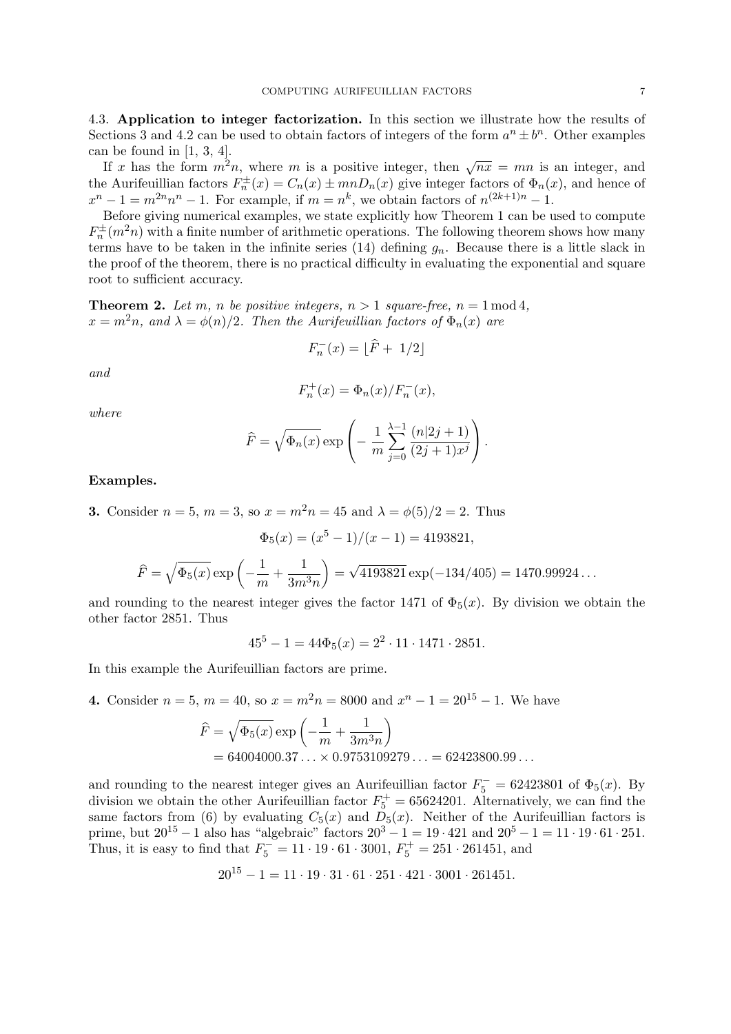### 4.3. Application to integer factorization.

In this section we illustrate how the results of Sections 3 and 4.2 can be used to obtain factors of integers of the form $a^n \pm b^n$. Other examples can be found in [1, 3, 4].

If $x$ has the form $m^2 n$, where $m$ is a positive integer, then $\sqrt{nx} = mn$ is an integer, and the Aurifeuillian factors $F_n^{\pm}(x) = C_n(x) \pm mnD_n(x)$ give integer factors of $\Phi_n(x)$, and hence of $x^n - 1 = m^{2n}n^n - 1$. For example, if $m = n^k$, we obtain factors of $n^{(2k+1)n} - 1$.

Before giving numerical examples, we state explicitly how Theorem 1 can be used to compute $F_n^{\pm}(m^2 n)$ with a finite number of arithmetic operations. The following theorem shows how many terms have to be taken in the infinite series (14) defining $g_n$. Because there is a little slack in the proof of the theorem, there is no practical difficulty in evaluating the exponential and square root to sufficient accuracy.

**Theorem 2.** *Let $m$, $n$ be positive integers, $n > 1$ square-free, $n = 1 \bmod 4$, $x = m^2 n$, and $\lambda = \phi(n)/2$. Then the Aurifeuillian factors of $\Phi_n(x)$ are*

$$F_n^-(x) = \lfloor \widehat{F} + 1/2 \rfloor$$

*and*

$$F_n^+(x) = \Phi_n(x)/F_n^-(x),$$

*where*

$$\widehat{F} = \sqrt{\Phi_n(x)} \exp\left( -\frac{1}{m} \sum_{j=0}^{\lambda-1} \frac{(n|2j+1)}{(2j+1)x^j} \right).$$

**Examples.**

**3.** Consider $n = 5$, $m = 3$, so $x = m^2 n = 45$ and $\lambda = \phi(5)/2 = 2$. Thus

$$\Phi_5(x) = (x^5 - 1)/(x - 1) = 4193821,$$

$$\widehat{F} = \sqrt{\Phi_5(x)} \exp\left( -\frac{1}{m} + \frac{1}{3m^3 n} \right) = \sqrt{4193821} \exp(-134/405) = 1470.99924\ldots$$

and rounding to the nearest integer gives the factor 1471 of $\Phi_5(x)$. By division we obtain the other factor 2851. Thus

$$45^5 - 1 = 44\Phi_5(x) = 2^2 \cdot 11 \cdot 1471 \cdot 2851.$$

In this example the Aurifeuillian factors are prime.

**4.** Consider $n = 5$, $m = 40$, so $x = m^2 n = 8000$ and $x^n - 1 = 20^{15} - 1$. We have

$$\begin{aligned} \widehat{F} &= \sqrt{\Phi_5(x)} \exp\left( -\frac{1}{m} + \frac{1}{3m^3 n} \right) \\ &= 64004000.37\ldots \times 0.9753109279\ldots = 62423800.99\ldots \end{aligned}$$

and rounding to the nearest integer gives an Aurifeuillian factor $F_5^- = 62423801$ of $\Phi_5(x)$. By division we obtain the other Aurifeuillian factor $F_5^+ = 65624201$. Alternatively, we can find the same factors from (6) by evaluating $C_5(x)$ and $D_5(x)$. Neither of the Aurifeuillian factors is prime, but $20^{15} - 1$ also has "algebraic" factors $20^3 - 1 = 19 \cdot 421$ and $20^5 - 1 = 11 \cdot 19 \cdot 61 \cdot 251$. Thus, it is easy to find that $F_5^- = 11 \cdot 19 \cdot 61 \cdot 3001$, $F_5^+ = 251 \cdot 261451$, and

$$20^{15} - 1 = 11 \cdot 19 \cdot 31 \cdot 61 \cdot 251 \cdot 421 \cdot 3001 \cdot 261451.$$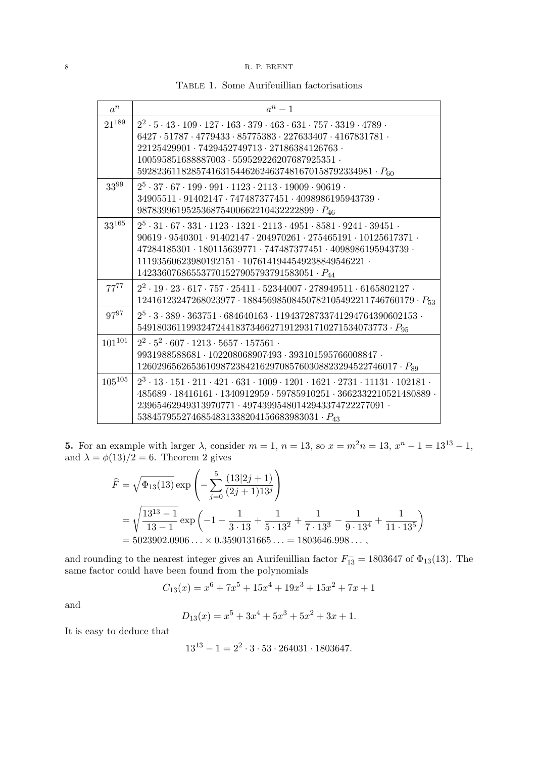Table 1. Some Aurifeuillian factorisations

| $a^n$ | $a^n - 1$ |
|---|---|
| $21^{189}$ | $2^2 \cdot 5 \cdot 43 \cdot 109 \cdot 127 \cdot 163 \cdot 379 \cdot 463 \cdot 631 \cdot 757 \cdot 3319 \cdot 4789 \cdot 6427 \cdot 51787 \cdot 4779433 \cdot 85775383 \cdot 227633407 \cdot 4167831781 \cdot 22125429901 \cdot 7429452749713 \cdot 27186384126763 \cdot 100595851688887003 \cdot 559529226207687925351 \cdot 5928236118285741631544626246374816701587923349 81 \cdot P_{60}$ |
| $33^{99}$ | $2^5 \cdot 37 \cdot 67 \cdot 199 \cdot 991 \cdot 1123 \cdot 2113 \cdot 19009 \cdot 90619 \cdot 34905511 \cdot 91402147 \cdot 747487377451 \cdot 4098986195943739 \cdot 98783996195253687540066221043222289 9 \cdot P_{46}$ |
| $33^{165}$ | $2^5 \cdot 31 \cdot 67 \cdot 331 \cdot 1123 \cdot 1321 \cdot 2113 \cdot 4951 \cdot 8581 \cdot 9241 \cdot 39451 \cdot 90619 \cdot 9540301 \cdot 91402147 \cdot 204970261 \cdot 275465191 \cdot 10125617371 \cdot 47284185301 \cdot 180115639771 \cdot 747487377451 \cdot 4098986195943739 \cdot 11193560623980192151 \cdot 1076141944549238849546221 \cdot 142336076865537701527905793791583051 \cdot P_{44}$ |
| $77^{77}$ | $2^2 \cdot 19 \cdot 23 \cdot 617 \cdot 757 \cdot 25411 \cdot 52344007 \cdot 278949511 \cdot 6165802127 \cdot 12416123247268023977 \cdot 188456985084507821054922117467601 79 \cdot P_{53}$ |
| $97^{97}$ | $2^5 \cdot 3 \cdot 389 \cdot 363751 \cdot 684640163 \cdot 119437287337412947643906021 53 \cdot 5491803611993247244183734662719129317102715340737 73 \cdot P_{95}$ |
| $101^{101}$ | $2^2 \cdot 5^2 \cdot 607 \cdot 1213 \cdot 5657 \cdot 157561 \cdot 9931988588681 \cdot 102208068907493 \cdot 393101595766008847 \cdot 1260296562653610987238421629708576030882329452274601 7 \cdot P_{89}$ |
| $105^{105}$ | $2^3 \cdot 13 \cdot 151 \cdot 211 \cdot 421 \cdot 631 \cdot 1009 \cdot 1201 \cdot 1621 \cdot 2731 \cdot 11131 \cdot 102181 \cdot 485689 \cdot 18416161 \cdot 1340912959 \cdot 59785910251 \cdot 3662332210521480889 \cdot 23965462949313970771 \cdot 4974399548014294337472227709 1 \cdot 538457955274685483133820415668398303 1 \cdot P_{43}$ |

**5.** For an example with larger $\lambda$, consider $m = 1$, $n = 13$, so $x = m^2 n = 13$, $x^n - 1 = 13^{13} - 1$, and $\lambda = \phi(13)/2 = 6$. Theorem 2 gives

$$
\begin{aligned}
\widehat{F} &= \sqrt{\Phi_{13}(13)} \exp\left( - \sum_{j=0}^{5} \frac{(13|2j+1)}{(2j+1)13^j} \right) \\
&= \sqrt{\frac{13^{13}-1}{13-1}} \exp\left( -1 - \frac{1}{3 \cdot 13} + \frac{1}{5 \cdot 13^2} + \frac{1}{7 \cdot 13^3} - \frac{1}{9 \cdot 13^4} + \frac{1}{11 \cdot 13^5} \right) \\
&= 5023902.0906\ldots \times 0.3590131665\ldots = 1803646.998\ldots,
\end{aligned}
$$

and rounding to the nearest integer gives an Aurifeuillian factor $F_{13}^- = 1803647$ of $\Phi_{13}(13)$. The same factor could have been found from the polynomials

$$C_{13}(x) = x^6 + 7x^5 + 15x^4 + 19x^3 + 15x^2 + 7x + 1$$

and

$$D_{13}(x) = x^5 + 3x^4 + 5x^3 + 5x^2 + 3x + 1.$$

It is easy to deduce that

$$13^{13} - 1 = 2^2 \cdot 3 \cdot 53 \cdot 264031 \cdot 1803647.$$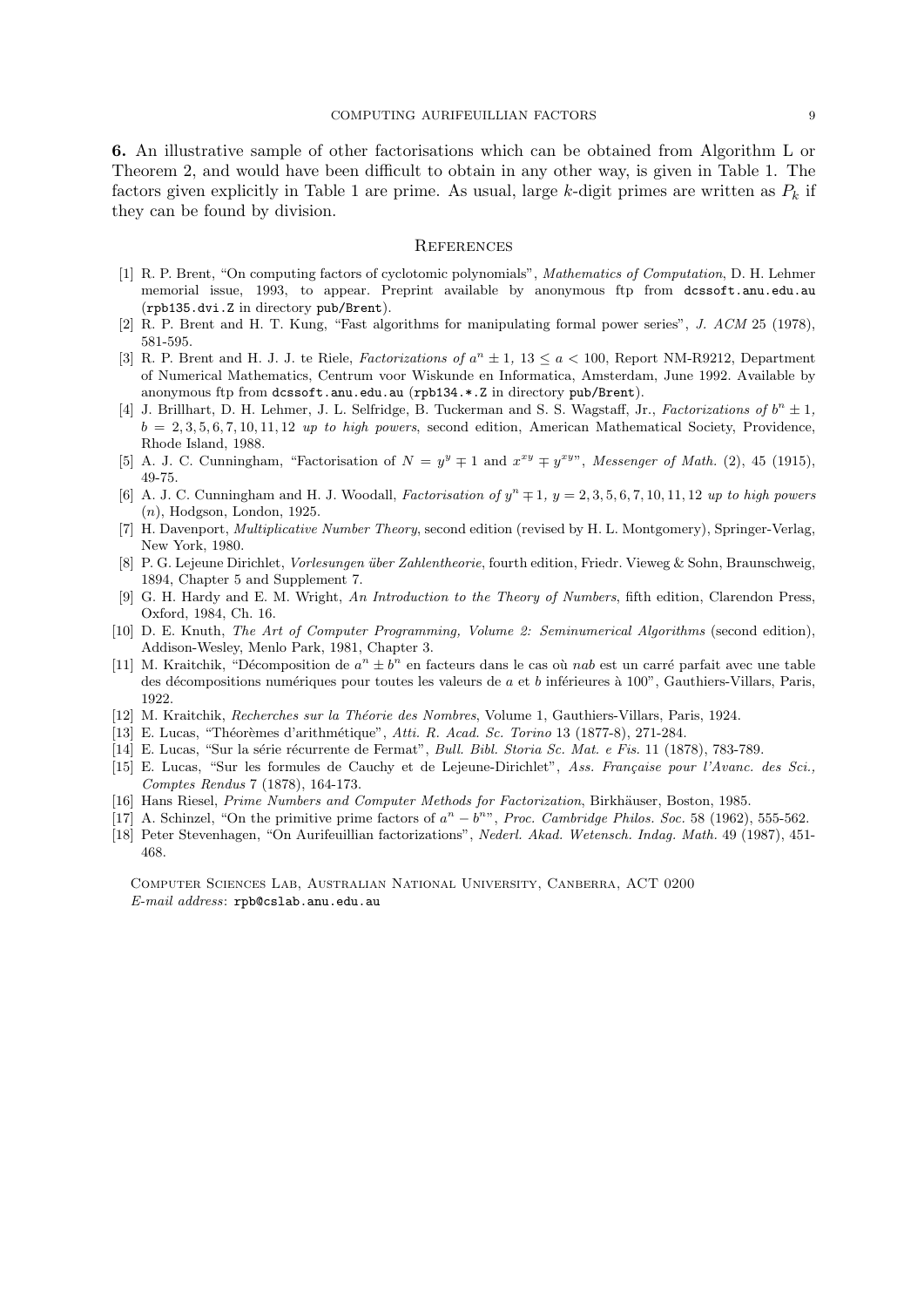**6.** An illustrative sample of other factorisations which can be obtained from Algorithm L or Theorem 2, and would have been difficult to obtain in any other way, is given in Table 1. The factors given explicitly in Table 1 are prime. As usual, large $k$-digit primes are written as $P_k$ if they can be found by division.

## References

[1] R. P. Brent, "On computing factors of cyclotomic polynomials", *Mathematics of Computation*, D. H. Lehmer memorial issue, 1993, to appear. Preprint available by anonymous ftp from `dcssoft.anu.edu.au` (`rpb135.dvi.Z` in directory `pub/Brent`).

[2] R. P. Brent and H. T. Kung, "Fast algorithms for manipulating formal power series", *J. ACM* 25 (1978), 581-595.

[3] R. P. Brent and H. J. J. te Riele, *Factorizations of $a^n \pm 1$, $13 \le a < 100$*, Report NM-R9212, Department of Numerical Mathematics, Centrum voor Wiskunde en Informatica, Amsterdam, June 1992. Available by anonymous ftp from `dcssoft.anu.edu.au` (`rpb134.*.Z` in directory `pub/Brent`).

[4] J. Brillhart, D. H. Lehmer, J. L. Selfridge, B. Tuckerman and S. S. Wagstaff, Jr., *Factorizations of $b^n \pm 1$, $b = 2, 3, 5, 6, 7, 10, 11, 12$ up to high powers*, second edition, American Mathematical Society, Providence, Rhode Island, 1988.

[5] A. J. C. Cunningham, "Factorisation of $N = y^y \mp 1$ and $x^{xy} \mp y^{xy}$", *Messenger of Math.* (2), 45 (1915), 49-75.

[6] A. J. C. Cunningham and H. J. Woodall, *Factorisation of $y^n \mp 1$, $y = 2, 3, 5, 6, 7, 10, 11, 12$ up to high powers ($n$)*, Hodgson, London, 1925.

[7] H. Davenport, *Multiplicative Number Theory*, second edition (revised by H. L. Montgomery), Springer-Verlag, New York, 1980.

[8] P. G. Lejeune Dirichlet, *Vorlesungen über Zahlentheorie*, fourth edition, Friedr. Vieweg & Sohn, Braunschweig, 1894, Chapter 5 and Supplement 7.

[9] G. H. Hardy and E. M. Wright, *An Introduction to the Theory of Numbers*, fifth edition, Clarendon Press, Oxford, 1984, Ch. 16.

[10] D. E. Knuth, *The Art of Computer Programming, Volume 2: Seminumerical Algorithms* (second edition), Addison-Wesley, Menlo Park, 1981, Chapter 3.

[11] M. Kraitchik, "Décomposition de $a^n \pm b^n$ en facteurs dans le cas où $nab$ est un carré parfait avec une table des décompositions numériques pour toutes les valeurs de $a$ et $b$ inférieures à 100", Gauthiers-Villars, Paris, 1922.

[12] M. Kraitchik, *Recherches sur la Théorie des Nombres*, Volume 1, Gauthiers-Villars, Paris, 1924.

[13] E. Lucas, "Théorèmes d'arithmétique", *Atti. R. Acad. Sc. Torino* 13 (1877-8), 271-284.

[14] E. Lucas, "Sur la série récurrente de Fermat", *Bull. Bibl. Storia Sc. Mat. e Fis.* 11 (1878), 783-789.

[15] E. Lucas, "Sur les formules de Cauchy et de Lejeune-Dirichlet", *Ass. Française pour l'Avanc. des Sci., Comptes Rendus* 7 (1878), 164-173.

[16] Hans Riesel, *Prime Numbers and Computer Methods for Factorization*, Birkhäuser, Boston, 1985.

[17] A. Schinzel, "On the primitive prime factors of $a^n - b^n$", *Proc. Cambridge Philos. Soc.* 58 (1962), 555-562.

[18] Peter Stevenhagen, "On Aurifeuillian factorizations", *Nederl. Akad. Wetensch. Indag. Math.* 49 (1987), 451-468.

Computer Sciences Lab, Australian National University, Canberra, ACT 0200

*E-mail address*: `rpb@cslab.anu.edu.au`